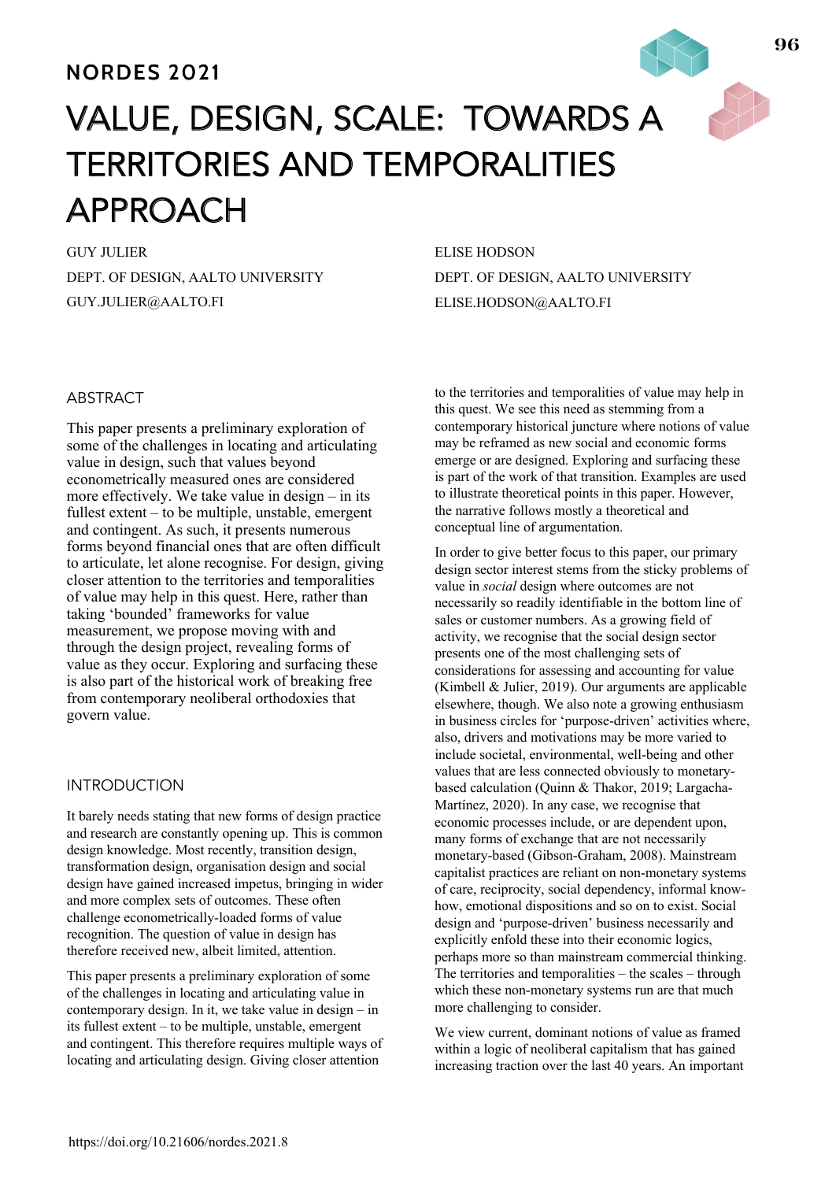NORDES 2021

# VALUE, DESIGN, SCALE: TOWARDS A TERRITORIES AND TEMPORALITIES APPROACH

GUY JULIER
DEPT. OF DESIGN, AALTO UNIVERSITY
GUY.JULIER@AALTO.FI

ELISE HODSON
DEPT. OF DESIGN, AALTO UNIVERSITY
ELISE.HODSON@AALTO.FI

## ABSTRACT

This paper presents a preliminary exploration of some of the challenges in locating and articulating value in design, such that values beyond econometrically measured ones are considered more effectively. We take value in design – in its fullest extent – to be multiple, unstable, emergent and contingent. As such, it presents numerous forms beyond financial ones that are often difficult to articulate, let alone recognise. For design, giving closer attention to the territories and temporalities of value may help in this quest. Here, rather than taking 'bounded' frameworks for value measurement, we propose moving with and through the design project, revealing forms of value as they occur. Exploring and surfacing these is also part of the historical work of breaking free from contemporary neoliberal orthodoxies that govern value.

## INTRODUCTION

It barely needs stating that new forms of design practice and research are constantly opening up. This is common design knowledge. Most recently, transition design, transformation design, organisation design and social design have gained increased impetus, bringing in wider and more complex sets of outcomes. These often challenge econometrically-loaded forms of value recognition. The question of value in design has therefore received new, albeit limited, attention.

This paper presents a preliminary exploration of some of the challenges in locating and articulating value in contemporary design. In it, we take value in design – in its fullest extent – to be multiple, unstable, emergent and contingent. This therefore requires multiple ways of locating and articulating design. Giving closer attention to the territories and temporalities of value may help in this quest. We see this need as stemming from a contemporary historical juncture where notions of value may be reframed as new social and economic forms emerge or are designed. Exploring and surfacing these is part of the work of that transition. Examples are used to illustrate theoretical points in this paper. However, the narrative follows mostly a theoretical and conceptual line of argumentation.

In order to give better focus to this paper, our primary design sector interest stems from the sticky problems of value in *social* design where outcomes are not necessarily so readily identifiable in the bottom line of sales or customer numbers. As a growing field of activity, we recognise that the social design sector presents one of the most challenging sets of considerations for assessing and accounting for value (Kimbell & Julier, 2019). Our arguments are applicable elsewhere, though. We also note a growing enthusiasm in business circles for 'purpose-driven' activities where, also, drivers and motivations may be more varied to include societal, environmental, well-being and other values that are less connected obviously to monetary-based calculation (Quinn & Thakor, 2019; Largacha-Martínez, 2020). In any case, we recognise that economic processes include, or are dependent upon, many forms of exchange that are not necessarily monetary-based (Gibson-Graham, 2008). Mainstream capitalist practices are reliant on non-monetary systems of care, reciprocity, social dependency, informal know-how, emotional dispositions and so on to exist. Social design and 'purpose-driven' business necessarily and explicitly enfold these into their economic logics, perhaps more so than mainstream commercial thinking. The territories and temporalities – the scales – through which these non-monetary systems run are that much more challenging to consider.

We view current, dominant notions of value as framed within a logic of neoliberal capitalism that has gained increasing traction over the last 40 years. An important

https://doi.org/10.21606/nordes.2021.8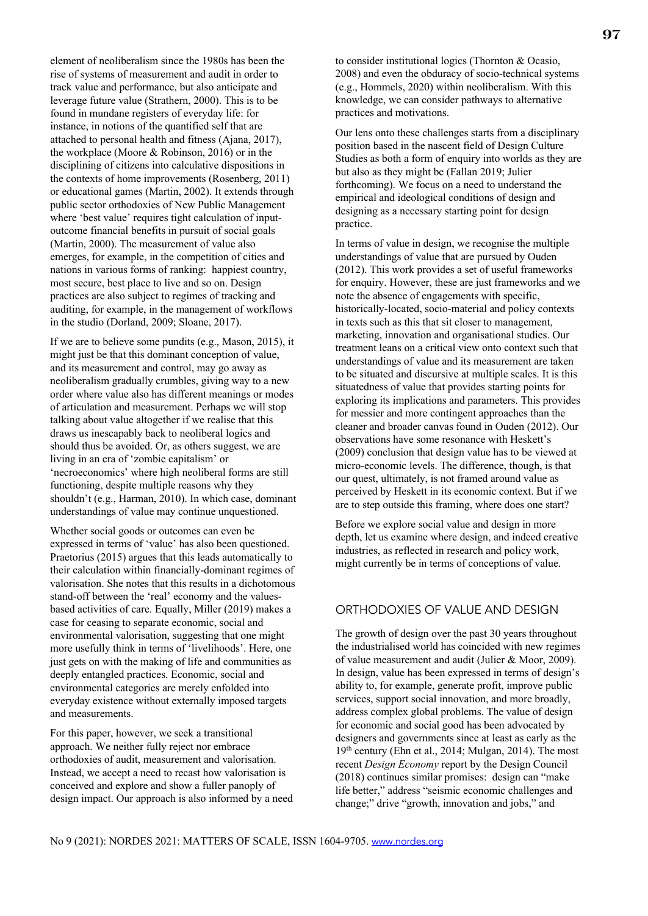element of neoliberalism since the 1980s has been the rise of systems of measurement and audit in order to track value and performance, but also anticipate and leverage future value (Strathern, 2000). This is to be found in mundane registers of everyday life: for instance, in notions of the quantified self that are attached to personal health and fitness (Ajana, 2017), the workplace (Moore & Robinson, 2016) or in the disciplining of citizens into calculative dispositions in the contexts of home improvements (Rosenberg, 2011) or educational games (Martin, 2002). It extends through public sector orthodoxies of New Public Management where 'best value' requires tight calculation of input-outcome financial benefits in pursuit of social goals (Martin, 2000). The measurement of value also emerges, for example, in the competition of cities and nations in various forms of ranking: happiest country, most secure, best place to live and so on. Design practices are also subject to regimes of tracking and auditing, for example, in the management of workflows in the studio (Dorland, 2009; Sloane, 2017).

If we are to believe some pundits (e.g., Mason, 2015), it might just be that this dominant conception of value, and its measurement and control, may go away as neoliberalism gradually crumbles, giving way to a new order where value also has different meanings or modes of articulation and measurement. Perhaps we will stop talking about value altogether if we realise that this draws us inescapably back to neoliberal logics and should thus be avoided. Or, as others suggest, we are living in an era of 'zombie capitalism' or 'necroeconomics' where high neoliberal forms are still functioning, despite multiple reasons why they shouldn't (e.g., Harman, 2010). In which case, dominant understandings of value may continue unquestioned.

Whether social goods or outcomes can even be expressed in terms of 'value' has also been questioned. Praetorius (2015) argues that this leads automatically to their calculation within financially-dominant regimes of valorisation. She notes that this results in a dichotomous stand-off between the 'real' economy and the values-based activities of care. Equally, Miller (2019) makes a case for ceasing to separate economic, social and environmental valorisation, suggesting that one might more usefully think in terms of 'livelihoods'. Here, one just gets on with the making of life and communities as deeply entangled practices. Economic, social and environmental categories are merely enfolded into everyday existence without externally imposed targets and measurements.

For this paper, however, we seek a transitional approach. We neither fully reject nor embrace orthodoxies of audit, measurement and valorisation. Instead, we accept a need to recast how valorisation is conceived and explore and show a fuller panoply of design impact. Our approach is also informed by a need to consider institutional logics (Thornton & Ocasio, 2008) and even the obduracy of socio-technical systems (e.g., Hommels, 2020) within neoliberalism. With this knowledge, we can consider pathways to alternative practices and motivations.

Our lens onto these challenges starts from a disciplinary position based in the nascent field of Design Culture Studies as both a form of enquiry into worlds as they are but also as they might be (Fallan 2019; Julier forthcoming). We focus on a need to understand the empirical and ideological conditions of design and designing as a necessary starting point for design practice.

In terms of value in design, we recognise the multiple understandings of value that are pursued by Ouden (2012). This work provides a set of useful frameworks for enquiry. However, these are just frameworks and we note the absence of engagements with specific, historically-located, socio-material and policy contexts in texts such as this that sit closer to management, marketing, innovation and organisational studies. Our treatment leans on a critical view onto context such that understandings of value and its measurement are taken to be situated and discursive at multiple scales. It is this situatedness of value that provides starting points for exploring its implications and parameters. This provides for messier and more contingent approaches than the cleaner and broader canvas found in Ouden (2012). Our observations have some resonance with Heskett's (2009) conclusion that design value has to be viewed at micro-economic levels. The difference, though, is that our quest, ultimately, is not framed around value as perceived by Heskett in its economic context. But if we are to step outside this framing, where does one start?

Before we explore social value and design in more depth, let us examine where design, and indeed creative industries, as reflected in research and policy work, might currently be in terms of conceptions of value.

## ORTHODOXIES OF VALUE AND DESIGN

The growth of design over the past 30 years throughout the industrialised world has coincided with new regimes of value measurement and audit (Julier & Moor, 2009). In design, value has been expressed in terms of design's ability to, for example, generate profit, improve public services, support social innovation, and more broadly, address complex global problems. The value of design for economic and social good has been advocated by designers and governments since at least as early as the 19th century (Ehn et al., 2014; Mulgan, 2014). The most recent *Design Economy* report by the Design Council (2018) continues similar promises: design can "make life better," address "seismic economic challenges and change;" drive "growth, innovation and jobs," and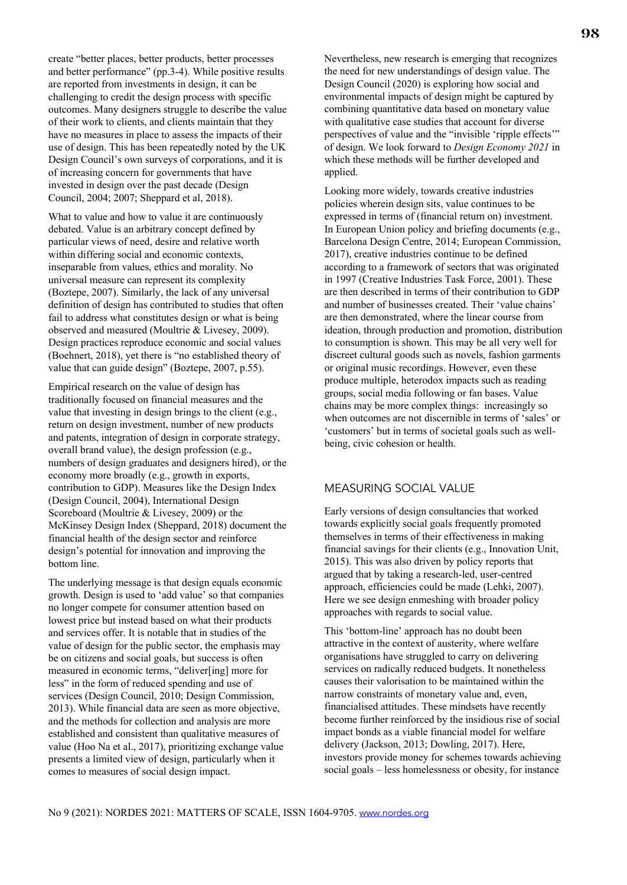create "better places, better products, better processes and better performance" (pp.3-4). While positive results are reported from investments in design, it can be challenging to credit the design process with specific outcomes. Many designers struggle to describe the value of their work to clients, and clients maintain that they have no measures in place to assess the impacts of their use of design. This has been repeatedly noted by the UK Design Council's own surveys of corporations, and it is of increasing concern for governments that have invested in design over the past decade (Design Council, 2004; 2007; Sheppard et al, 2018).

What to value and how to value it are continuously debated. Value is an arbitrary concept defined by particular views of need, desire and relative worth within differing social and economic contexts, inseparable from values, ethics and morality. No universal measure can represent its complexity (Boztepe, 2007). Similarly, the lack of any universal definition of design has contributed to studies that often fail to address what constitutes design or what is being observed and measured (Moultrie & Livesey, 2009). Design practices reproduce economic and social values (Boehnert, 2018), yet there is "no established theory of value that can guide design" (Boztepe, 2007, p.55).

Empirical research on the value of design has traditionally focused on financial measures and the value that investing in design brings to the client (e.g., return on design investment, number of new products and patents, integration of design in corporate strategy, overall brand value), the design profession (e.g., numbers of design graduates and designers hired), or the economy more broadly (e.g., growth in exports, contribution to GDP). Measures like the Design Index (Design Council, 2004), International Design Scoreboard (Moultrie & Livesey, 2009) or the McKinsey Design Index (Sheppard, 2018) document the financial health of the design sector and reinforce design's potential for innovation and improving the bottom line.

The underlying message is that design equals economic growth. Design is used to 'add value' so that companies no longer compete for consumer attention based on lowest price but instead based on what their products and services offer. It is notable that in studies of the value of design for the public sector, the emphasis may be on citizens and social goals, but success is often measured in economic terms, "deliver[ing] more for less" in the form of reduced spending and use of services (Design Council, 2010; Design Commission, 2013). While financial data are seen as more objective, and the methods for collection and analysis are more established and consistent than qualitative measures of value (Hoo Na et al., 2017), prioritizing exchange value presents a limited view of design, particularly when it comes to measures of social design impact.

Nevertheless, new research is emerging that recognizes the need for new understandings of design value. The Design Council (2020) is exploring how social and environmental impacts of design might be captured by combining quantitative data based on monetary value with qualitative case studies that account for diverse perspectives of value and the "invisible 'ripple effects'" of design. We look forward to *Design Economy 2021* in which these methods will be further developed and applied.

Looking more widely, towards creative industries policies wherein design sits, value continues to be expressed in terms of (financial return on) investment. In European Union policy and briefing documents (e.g., Barcelona Design Centre, 2014; European Commission, 2017), creative industries continue to be defined according to a framework of sectors that was originated in 1997 (Creative Industries Task Force, 2001). These are then described in terms of their contribution to GDP and number of businesses created. Their 'value chains' are then demonstrated, where the linear course from ideation, through production and promotion, distribution to consumption is shown. This may be all very well for discreet cultural goods such as novels, fashion garments or original music recordings. However, even these produce multiple, heterodox impacts such as reading groups, social media following or fan bases. Value chains may be more complex things: increasingly so when outcomes are not discernible in terms of 'sales' or 'customers' but in terms of societal goals such as well-being, civic cohesion or health.

## MEASURING SOCIAL VALUE

Early versions of design consultancies that worked towards explicitly social goals frequently promoted themselves in terms of their effectiveness in making financial savings for their clients (e.g., Innovation Unit, 2015). This was also driven by policy reports that argued that by taking a research-led, user-centred approach, efficiencies could be made (Lehki, 2007). Here we see design enmeshing with broader policy approaches with regards to social value.

This 'bottom-line' approach has no doubt been attractive in the context of austerity, where welfare organisations have struggled to carry on delivering services on radically reduced budgets. It nonetheless causes their valorisation to be maintained within the narrow constraints of monetary value and, even, financialised attitudes. These mindsets have recently become further reinforced by the insidious rise of social impact bonds as a viable financial model for welfare delivery (Jackson, 2013; Dowling, 2017). Here, investors provide money for schemes towards achieving social goals – less homelessness or obesity, for instance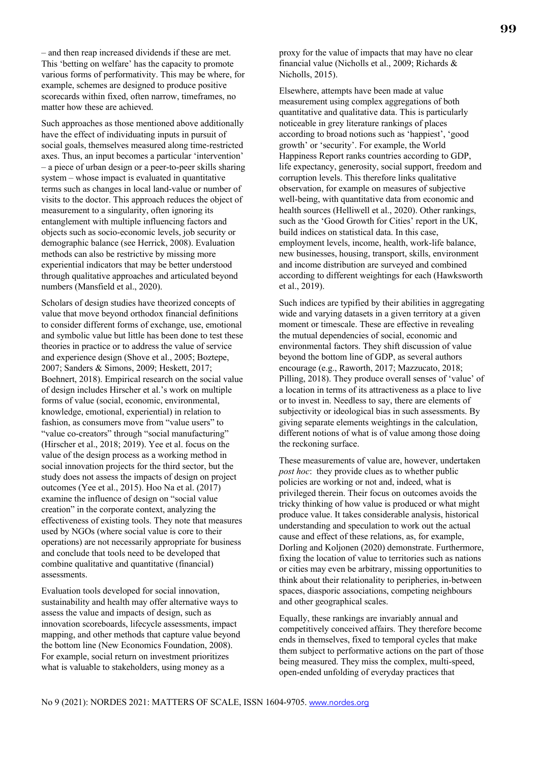– and then reap increased dividends if these are met. This 'betting on welfare' has the capacity to promote various forms of performativity. This may be where, for example, schemes are designed to produce positive scorecards within fixed, often narrow, timeframes, no matter how these are achieved.

Such approaches as those mentioned above additionally have the effect of individuating inputs in pursuit of social goals, themselves measured along time-restricted axes. Thus, an input becomes a particular 'intervention' – a piece of urban design or a peer-to-peer skills sharing system – whose impact is evaluated in quantitative terms such as changes in local land-value or number of visits to the doctor. This approach reduces the object of measurement to a singularity, often ignoring its entanglement with multiple influencing factors and objects such as socio-economic levels, job security or demographic balance (see Herrick, 2008). Evaluation methods can also be restrictive by missing more experiential indicators that may be better understood through qualitative approaches and articulated beyond numbers (Mansfield et al., 2020).

Scholars of design studies have theorized concepts of value that move beyond orthodox financial definitions to consider different forms of exchange, use, emotional and symbolic value but little has been done to test these theories in practice or to address the value of service and experience design (Shove et al., 2005; Boztepe, 2007; Sanders & Simons, 2009; Heskett, 2017; Boehnert, 2018). Empirical research on the social value of design includes Hirscher et al.'s work on multiple forms of value (social, economic, environmental, knowledge, emotional, experiential) in relation to fashion, as consumers move from "value users" to "value co-creators" through "social manufacturing" (Hirscher et al., 2018; 2019). Yee et al. focus on the value of the design process as a working method in social innovation projects for the third sector, but the study does not assess the impacts of design on project outcomes (Yee et al., 2015). Hoo Na et al. (2017) examine the influence of design on "social value creation" in the corporate context, analyzing the effectiveness of existing tools. They note that measures used by NGOs (where social value is core to their operations) are not necessarily appropriate for business and conclude that tools need to be developed that combine qualitative and quantitative (financial) assessments.

Evaluation tools developed for social innovation, sustainability and health may offer alternative ways to assess the value and impacts of design, such as innovation scoreboards, lifecycle assessments, impact mapping, and other methods that capture value beyond the bottom line (New Economics Foundation, 2008). For example, social return on investment prioritizes what is valuable to stakeholders, using money as a proxy for the value of impacts that may have no clear financial value (Nicholls et al., 2009; Richards & Nicholls, 2015).

Elsewhere, attempts have been made at value measurement using complex aggregations of both quantitative and qualitative data. This is particularly noticeable in grey literature rankings of places according to broad notions such as 'happiest', 'good growth' or 'security'. For example, the World Happiness Report ranks countries according to GDP, life expectancy, generosity, social support, freedom and corruption levels. This therefore links qualitative observation, for example on measures of subjective well-being, with quantitative data from economic and health sources (Helliwell et al., 2020). Other rankings, such as the 'Good Growth for Cities' report in the UK, build indices on statistical data. In this case, employment levels, income, health, work-life balance, new businesses, housing, transport, skills, environment and income distribution are surveyed and combined according to different weightings for each (Hawksworth et al., 2019).

Such indices are typified by their abilities in aggregating wide and varying datasets in a given territory at a given moment or timescale. These are effective in revealing the mutual dependencies of social, economic and environmental factors. They shift discussion of value beyond the bottom line of GDP, as several authors encourage (e.g., Raworth, 2017; Mazzucato, 2018; Pilling, 2018). They produce overall senses of 'value' of a location in terms of its attractiveness as a place to live or to invest in. Needless to say, there are elements of subjectivity or ideological bias in such assessments. By giving separate elements weightings in the calculation, different notions of what is of value among those doing the reckoning surface.

These measurements of value are, however, undertaken *post hoc*: they provide clues as to whether public policies are working or not and, indeed, what is privileged therein. Their focus on outcomes avoids the tricky thinking of how value is produced or what might produce value. It takes considerable analysis, historical understanding and speculation to work out the actual cause and effect of these relations, as, for example, Dorling and Koljonen (2020) demonstrate. Furthermore, fixing the location of value to territories such as nations or cities may even be arbitrary, missing opportunities to think about their relationality to peripheries, in-between spaces, diasporic associations, competing neighbours and other geographical scales.

Equally, these rankings are invariably annual and competitively conceived affairs. They therefore become ends in themselves, fixed to temporal cycles that make them subject to performative actions on the part of those being measured. They miss the complex, multi-speed, open-ended unfolding of everyday practices that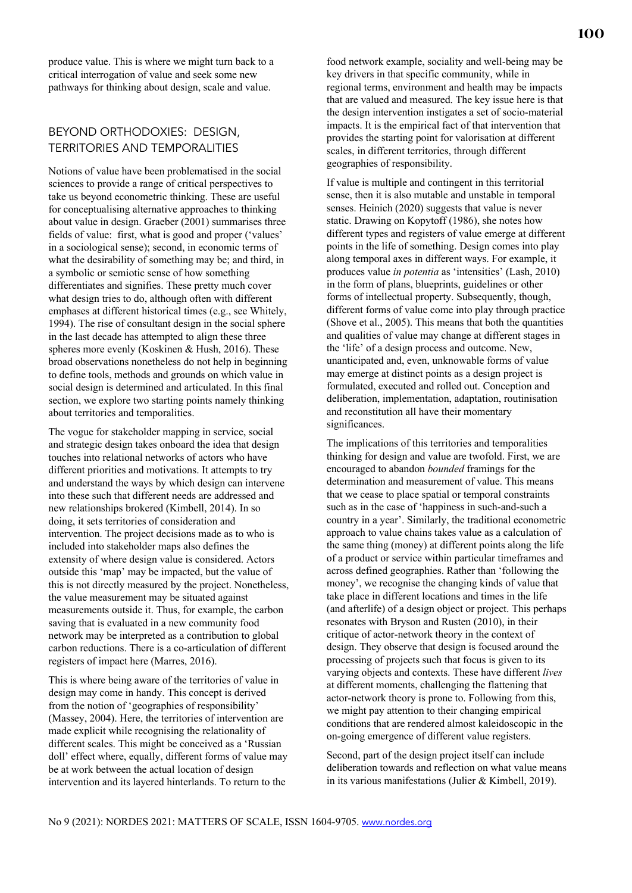produce value. This is where we might turn back to a critical interrogation of value and seek some new pathways for thinking about design, scale and value.

## BEYOND ORTHODOXIES: DESIGN, TERRITORIES AND TEMPORALITIES

Notions of value have been problematised in the social sciences to provide a range of critical perspectives to take us beyond econometric thinking. These are useful for conceptualising alternative approaches to thinking about value in design. Graeber (2001) summarises three fields of value: first, what is good and proper ('values' in a sociological sense); second, in economic terms of what the desirability of something may be; and third, in a symbolic or semiotic sense of how something differentiates and signifies. These pretty much cover what design tries to do, although often with different emphases at different historical times (e.g., see Whitely, 1994). The rise of consultant design in the social sphere in the last decade has attempted to align these three spheres more evenly (Koskinen & Hush, 2016). These broad observations nonetheless do not help in beginning to define tools, methods and grounds on which value in social design is determined and articulated. In this final section, we explore two starting points namely thinking about territories and temporalities.

The vogue for stakeholder mapping in service, social and strategic design takes onboard the idea that design touches into relational networks of actors who have different priorities and motivations. It attempts to try and understand the ways by which design can intervene into these such that different needs are addressed and new relationships brokered (Kimbell, 2014). In so doing, it sets territories of consideration and intervention. The project decisions made as to who is included into stakeholder maps also defines the extensity of where design value is considered. Actors outside this 'map' may be impacted, but the value of this is not directly measured by the project. Nonetheless, the value measurement may be situated against measurements outside it. Thus, for example, the carbon saving that is evaluated in a new community food network may be interpreted as a contribution to global carbon reductions. There is a co-articulation of different registers of impact here (Marres, 2016).

This is where being aware of the territories of value in design may come in handy. This concept is derived from the notion of 'geographies of responsibility' (Massey, 2004). Here, the territories of intervention are made explicit while recognising the relationality of different scales. This might be conceived as a 'Russian doll' effect where, equally, different forms of value may be at work between the actual location of design intervention and its layered hinterlands. To return to the food network example, sociality and well-being may be key drivers in that specific community, while in regional terms, environment and health may be impacts that are valued and measured. The key issue here is that the design intervention instigates a set of socio-material impacts. It is the empirical fact of that intervention that provides the starting point for valorisation at different scales, in different territories, through different geographies of responsibility.

If value is multiple and contingent in this territorial sense, then it is also mutable and unstable in temporal senses. Heinich (2020) suggests that value is never static. Drawing on Kopytoff (1986), she notes how different types and registers of value emerge at different points in the life of something. Design comes into play along temporal axes in different ways. For example, it produces value *in potentia* as 'intensities' (Lash, 2010) in the form of plans, blueprints, guidelines or other forms of intellectual property. Subsequently, though, different forms of value come into play through practice (Shove et al., 2005). This means that both the quantities and qualities of value may change at different stages in the 'life' of a design process and outcome. New, unanticipated and, even, unknowable forms of value may emerge at distinct points as a design project is formulated, executed and rolled out. Conception and deliberation, implementation, adaptation, routinisation and reconstitution all have their momentary significances.

The implications of this territories and temporalities thinking for design and value are twofold. First, we are encouraged to abandon *bounded* framings for the determination and measurement of value. This means that we cease to place spatial or temporal constraints such as in the case of 'happiness in such-and-such a country in a year'. Similarly, the traditional econometric approach to value chains takes value as a calculation of the same thing (money) at different points along the life of a product or service within particular timeframes and across defined geographies. Rather than 'following the money', we recognise the changing kinds of value that take place in different locations and times in the life (and afterlife) of a design object or project. This perhaps resonates with Bryson and Rusten (2010), in their critique of actor-network theory in the context of design. They observe that design is focused around the processing of projects such that focus is given to its varying objects and contexts. These have different *lives* at different moments, challenging the flattening that actor-network theory is prone to. Following from this, we might pay attention to their changing empirical conditions that are rendered almost kaleidoscopic in the on-going emergence of different value registers.

Second, part of the design project itself can include deliberation towards and reflection on what value means in its various manifestations (Julier & Kimbell, 2019).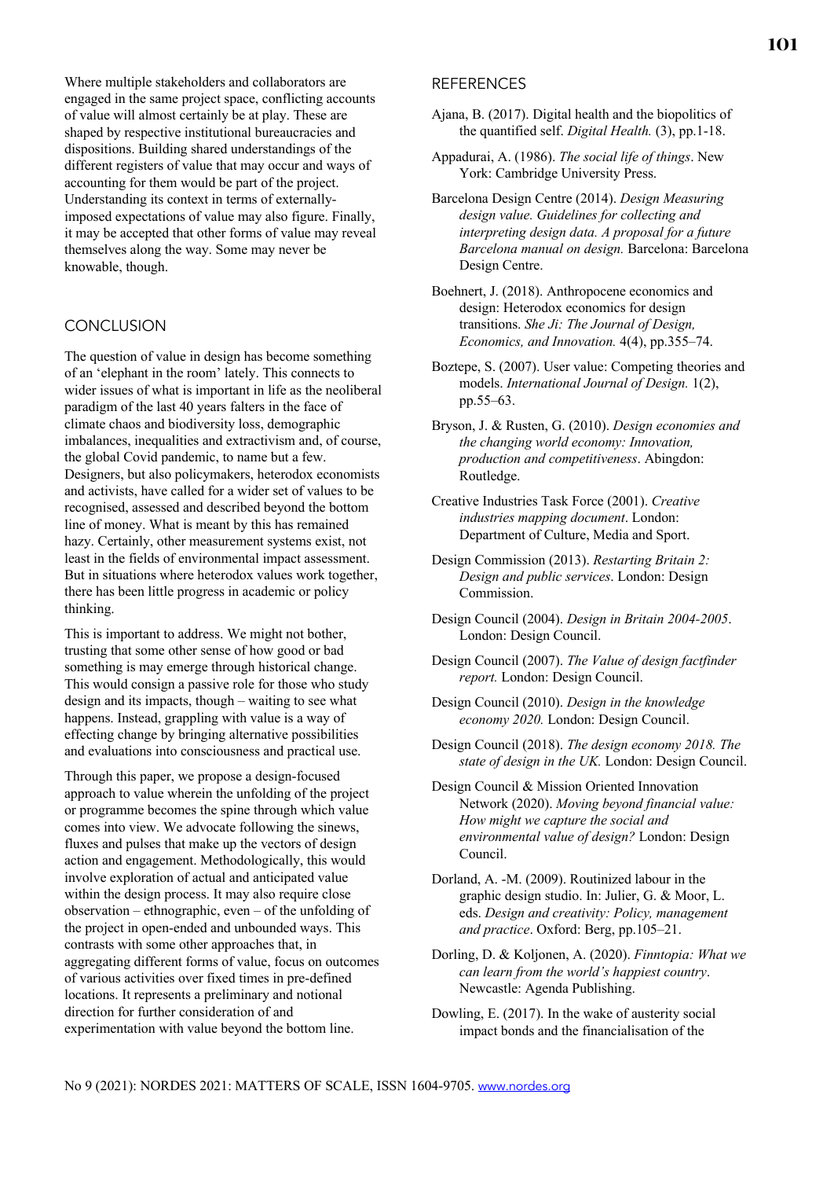Where multiple stakeholders and collaborators are engaged in the same project space, conflicting accounts of value will almost certainly be at play. These are shaped by respective institutional bureaucracies and dispositions. Building shared understandings of the different registers of value that may occur and ways of accounting for them would be part of the project. Understanding its context in terms of externally-imposed expectations of value may also figure. Finally, it may be accepted that other forms of value may reveal themselves along the way. Some may never be knowable, though.

## CONCLUSION

The question of value in design has become something of an 'elephant in the room' lately. This connects to wider issues of what is important in life as the neoliberal paradigm of the last 40 years falters in the face of climate chaos and biodiversity loss, demographic imbalances, inequalities and extractivism and, of course, the global Covid pandemic, to name but a few. Designers, but also policymakers, heterodox economists and activists, have called for a wider set of values to be recognised, assessed and described beyond the bottom line of money. What is meant by this has remained hazy. Certainly, other measurement systems exist, not least in the fields of environmental impact assessment. But in situations where heterodox values work together, there has been little progress in academic or policy thinking.

This is important to address. We might not bother, trusting that some other sense of how good or bad something is may emerge through historical change. This would consign a passive role for those who study design and its impacts, though – waiting to see what happens. Instead, grappling with value is a way of effecting change by bringing alternative possibilities and evaluations into consciousness and practical use.

Through this paper, we propose a design-focused approach to value wherein the unfolding of the project or programme becomes the spine through which value comes into view. We advocate following the sinews, fluxes and pulses that make up the vectors of design action and engagement. Methodologically, this would involve exploration of actual and anticipated value within the design process. It may also require close observation – ethnographic, even – of the unfolding of the project in open-ended and unbounded ways. This contrasts with some other approaches that, in aggregating different forms of value, focus on outcomes of various activities over fixed times in pre-defined locations. It represents a preliminary and notional direction for further consideration of and experimentation with value beyond the bottom line.

## REFERENCES

Ajana, B. (2017). Digital health and the biopolitics of the quantified self. *Digital Health.* (3), pp.1-18.

Appadurai, A. (1986). *The social life of things*. New York: Cambridge University Press.

Barcelona Design Centre (2014). *Design Measuring design value. Guidelines for collecting and interpreting design data. A proposal for a future Barcelona manual on design.* Barcelona: Barcelona Design Centre.

Boehnert, J. (2018). Anthropocene economics and design: Heterodox economics for design transitions. *She Ji: The Journal of Design, Economics, and Innovation.* 4(4), pp.355–74.

Boztepe, S. (2007). User value: Competing theories and models. *International Journal of Design.* 1(2), pp.55–63.

Bryson, J. & Rusten, G. (2010). *Design economies and the changing world economy: Innovation, production and competitiveness*. Abingdon: Routledge.

Creative Industries Task Force (2001). *Creative industries mapping document*. London: Department of Culture, Media and Sport.

Design Commission (2013). *Restarting Britain 2: Design and public services*. London: Design Commission.

Design Council (2004). *Design in Britain 2004-2005*. London: Design Council.

Design Council (2007). *The Value of design factfinder report.* London: Design Council.

Design Council (2010). *Design in the knowledge economy 2020.* London: Design Council.

Design Council (2018). *The design economy 2018. The state of design in the UK.* London: Design Council.

Design Council & Mission Oriented Innovation Network (2020). *Moving beyond financial value: How might we capture the social and environmental value of design?* London: Design Council.

Dorland, A. -M. (2009). Routinized labour in the graphic design studio. In: Julier, G. & Moor, L. eds. *Design and creativity: Policy, management and practice*. Oxford: Berg, pp.105–21.

Dorling, D. & Koljonen, A. (2020). *Finntopia: What we can learn from the world's happiest country*. Newcastle: Agenda Publishing.

Dowling, E. (2017). In the wake of austerity social impact bonds and the financialisation of the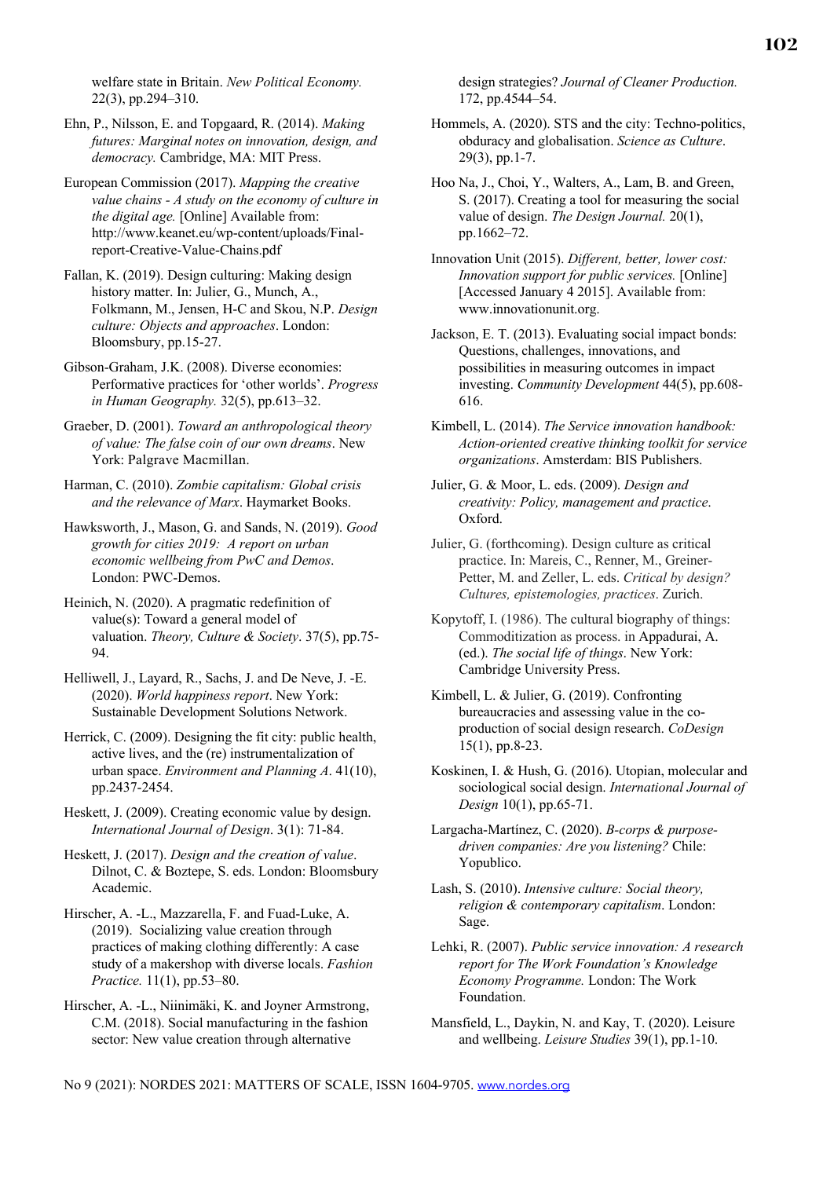welfare state in Britain. *New Political Economy.* 22(3), pp.294–310.

Ehn, P., Nilsson, E. and Topgaard, R. (2014). *Making futures: Marginal notes on innovation, design, and democracy.* Cambridge, MA: MIT Press.

European Commission (2017). *Mapping the creative value chains - A study on the economy of culture in the digital age.* [Online] Available from: http://www.keanet.eu/wp-content/uploads/Final-report-Creative-Value-Chains.pdf

Fallan, K. (2019). Design culturing: Making design history matter. In: Julier, G., Munch, A., Folkmann, M., Jensen, H-C and Skou, N.P. *Design culture: Objects and approaches*. London: Bloomsbury, pp.15-27.

Gibson-Graham, J.K. (2008). Diverse economies: Performative practices for 'other worlds'. *Progress in Human Geography.* 32(5), pp.613–32.

Graeber, D. (2001). *Toward an anthropological theory of value: The false coin of our own dreams*. New York: Palgrave Macmillan.

Harman, C. (2010). *Zombie capitalism: Global crisis and the relevance of Marx*. Haymarket Books.

Hawksworth, J., Mason, G. and Sands, N. (2019). *Good growth for cities 2019: A report on urban economic wellbeing from PwC and Demos*. London: PWC-Demos.

Heinich, N. (2020). A pragmatic redefinition of value(s): Toward a general model of valuation. *Theory, Culture & Society*. 37(5), pp.75-94.

Helliwell, J., Layard, R., Sachs, J. and De Neve, J. -E. (2020). *World happiness report*. New York: Sustainable Development Solutions Network.

Herrick, C. (2009). Designing the fit city: public health, active lives, and the (re) instrumentalization of urban space. *Environment and Planning A*. 41(10), pp.2437-2454.

Heskett, J. (2009). Creating economic value by design. *International Journal of Design*. 3(1): 71-84.

Heskett, J. (2017). *Design and the creation of value*. Dilnot, C. & Boztepe, S. eds. London: Bloomsbury Academic.

Hirscher, A. -L., Mazzarella, F. and Fuad-Luke, A. (2019). Socializing value creation through practices of making clothing differently: A case study of a makershop with diverse locals. *Fashion Practice.* 11(1), pp.53–80.

Hirscher, A. -L., Niinimäki, K. and Joyner Armstrong, C.M. (2018). Social manufacturing in the fashion sector: New value creation through alternative design strategies? *Journal of Cleaner Production.* 172, pp.4544–54.

Hommels, A. (2020). STS and the city: Techno-politics, obduracy and globalisation. *Science as Culture*. 29(3), pp.1-7.

Hoo Na, J., Choi, Y., Walters, A., Lam, B. and Green, S. (2017). Creating a tool for measuring the social value of design. *The Design Journal.* 20(1), pp.1662–72.

Innovation Unit (2015). *Different, better, lower cost: Innovation support for public services.* [Online] [Accessed January 4 2015]. Available from: www.innovationunit.org.

Jackson, E. T. (2013). Evaluating social impact bonds: Questions, challenges, innovations, and possibilities in measuring outcomes in impact investing. *Community Development* 44(5), pp.608-616.

Kimbell, L. (2014). *The Service innovation handbook: Action-oriented creative thinking toolkit for service organizations*. Amsterdam: BIS Publishers.

Julier, G. & Moor, L. eds. (2009). *Design and creativity: Policy, management and practice*. Oxford.

Julier, G. (forthcoming). Design culture as critical practice. In: Mareis, C., Renner, M., Greiner-Petter, M. and Zeller, L. eds. *Critical by design? Cultures, epistemologies, practices*. Zurich.

Kopytoff, I. (1986). The cultural biography of things: Commoditization as process. in Appadurai, A. (ed.). *The social life of things*. New York: Cambridge University Press.

Kimbell, L. & Julier, G. (2019). Confronting bureaucracies and assessing value in the co-production of social design research. *CoDesign* 15(1), pp.8-23.

Koskinen, I. & Hush, G. (2016). Utopian, molecular and sociological social design. *International Journal of Design* 10(1), pp.65-71.

Largacha-Martínez, C. (2020). *B-corps & purpose-driven companies: Are you listening?* Chile: Yopublico.

Lash, S. (2010). *Intensive culture: Social theory, religion & contemporary capitalism*. London: Sage.

Lehki, R. (2007). *Public service innovation: A research report for The Work Foundation's Knowledge Economy Programme.* London: The Work Foundation.

Mansfield, L., Daykin, N. and Kay, T. (2020). Leisure and wellbeing. *Leisure Studies* 39(1), pp.1-10.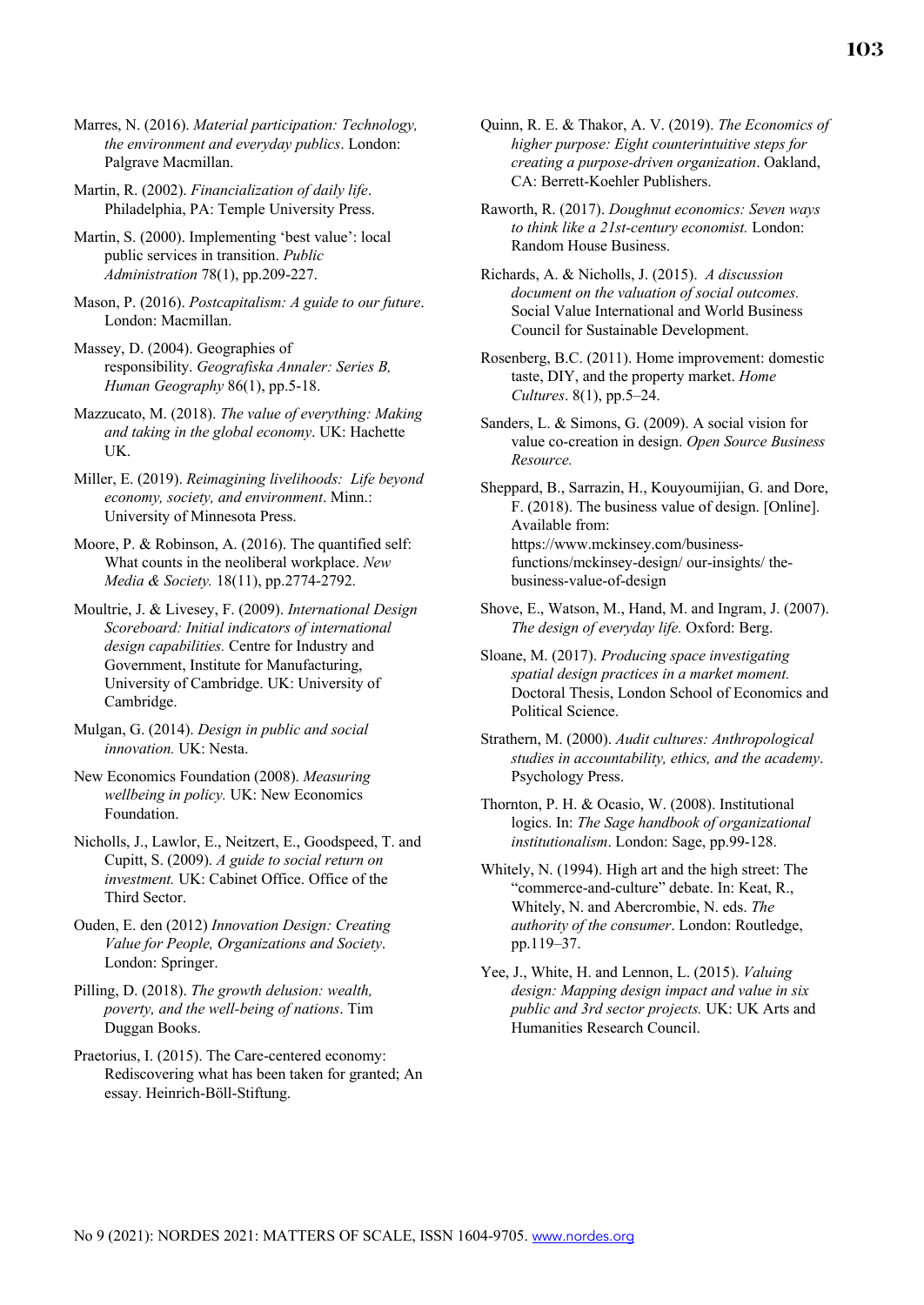Marres, N. (2016). *Material participation: Technology, the environment and everyday publics*. London: Palgrave Macmillan.

Martin, R. (2002). *Financialization of daily life*. Philadelphia, PA: Temple University Press.

Martin, S. (2000). Implementing 'best value': local public services in transition. *Public Administration* 78(1), pp.209-227.

Mason, P. (2016). *Postcapitalism: A guide to our future*. London: Macmillan.

Massey, D. (2004). Geographies of responsibility. *Geografiska Annaler: Series B, Human Geography* 86(1), pp.5-18.

Mazzucato, M. (2018). *The value of everything: Making and taking in the global economy*. UK: Hachette UK.

Miller, E. (2019). *Reimagining livelihoods: Life beyond economy, society, and environment*. Minn.: University of Minnesota Press.

Moore, P. & Robinson, A. (2016). The quantified self: What counts in the neoliberal workplace. *New Media & Society.* 18(11), pp.2774-2792.

Moultrie, J. & Livesey, F. (2009). *International Design Scoreboard: Initial indicators of international design capabilities.* Centre for Industry and Government, Institute for Manufacturing, University of Cambridge. UK: University of Cambridge.

Mulgan, G. (2014). *Design in public and social innovation.* UK: Nesta.

New Economics Foundation (2008). *Measuring wellbeing in policy.* UK: New Economics Foundation.

Nicholls, J., Lawlor, E., Neitzert, E., Goodspeed, T. and Cupitt, S. (2009). *A guide to social return on investment.* UK: Cabinet Office. Office of the Third Sector.

Ouden, E. den (2012) *Innovation Design: Creating Value for People, Organizations and Society*. London: Springer.

Pilling, D. (2018). *The growth delusion: wealth, poverty, and the well-being of nations*. Tim Duggan Books.

Praetorius, I. (2015). The Care-centered economy: Rediscovering what has been taken for granted; An essay. Heinrich-Böll-Stiftung.

Quinn, R. E. & Thakor, A. V. (2019). *The Economics of higher purpose: Eight counterintuitive steps for creating a purpose-driven organization*. Oakland, CA: Berrett-Koehler Publishers.

Raworth, R. (2017). *Doughnut economics: Seven ways to think like a 21st-century economist.* London: Random House Business.

Richards, A. & Nicholls, J. (2015). *A discussion document on the valuation of social outcomes.* Social Value International and World Business Council for Sustainable Development.

Rosenberg, B.C. (2011). Home improvement: domestic taste, DIY, and the property market. *Home Cultures*. 8(1), pp.5–24.

Sanders, L. & Simons, G. (2009). A social vision for value co-creation in design. *Open Source Business Resource.*

Sheppard, B., Sarrazin, H., Kouyoumijian, G. and Dore, F. (2018). The business value of design. [Online]. Available from: https://www.mckinsey.com/business-functions/mckinsey-design/ our-insights/ the-business-value-of-design

Shove, E., Watson, M., Hand, M. and Ingram, J. (2007). *The design of everyday life.* Oxford: Berg.

Sloane, M. (2017). *Producing space investigating spatial design practices in a market moment.* Doctoral Thesis, London School of Economics and Political Science.

Strathern, M. (2000). *Audit cultures: Anthropological studies in accountability, ethics, and the academy*. Psychology Press.

Thornton, P. H. & Ocasio, W. (2008). Institutional logics. In: *The Sage handbook of organizational institutionalism*. London: Sage, pp.99-128.

Whitely, N. (1994). High art and the high street: The "commerce-and-culture" debate. In: Keat, R., Whitely, N. and Abercrombie, N. eds. *The authority of the consumer*. London: Routledge, pp.119–37.

Yee, J., White, H. and Lennon, L. (2015). *Valuing design: Mapping design impact and value in six public and 3rd sector projects.* UK: UK Arts and Humanities Research Council.